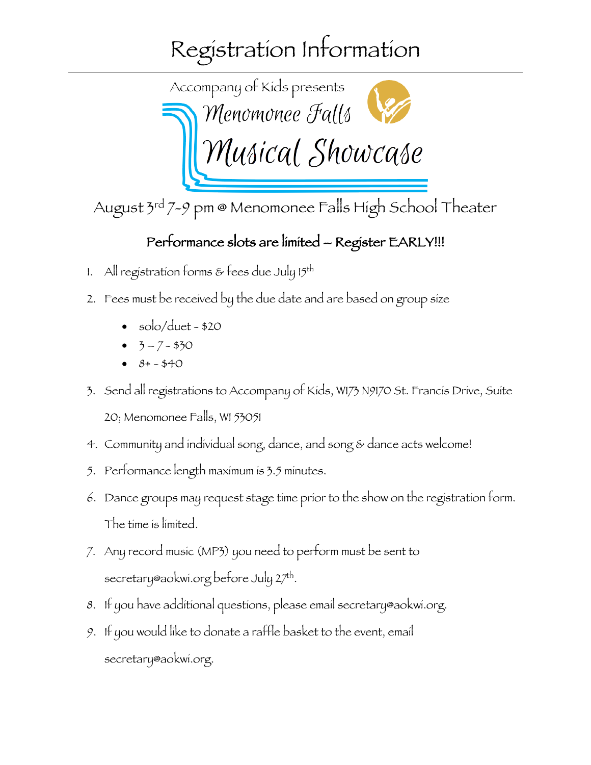# Registration Information

Accompany of Kids presents

## Menomonee Falls Musical Showcase

August 3rd 7-9 pm @ Menomonee Falls High School Theater

**Performance slots are limited – Register EARLY!!!**

1. All registration forms & fees due July 15th
2. Fees must be received by the due date and are based on group size
   - solo/duet - $20
   - 3 – 7 - $30
   - 8+ - $40
3. Send all registrations to Accompany of Kids, W173 N9170 St. Francis Drive, Suite 20; Menomonee Falls, WI 53051
4. Community and individual song, dance, and song & dance acts welcome!
5. Performance length maximum is 3.5 minutes.
6. Dance groups may request stage time prior to the show on the registration form. The time is limited.
7. Any record music (MP3) you need to perform must be sent to secretary@aokwi.org before July 27th.
8. If you have additional questions, please email secretary@aokwi.org.
9. If you would like to donate a raffle basket to the event, email secretary@aokwi.org.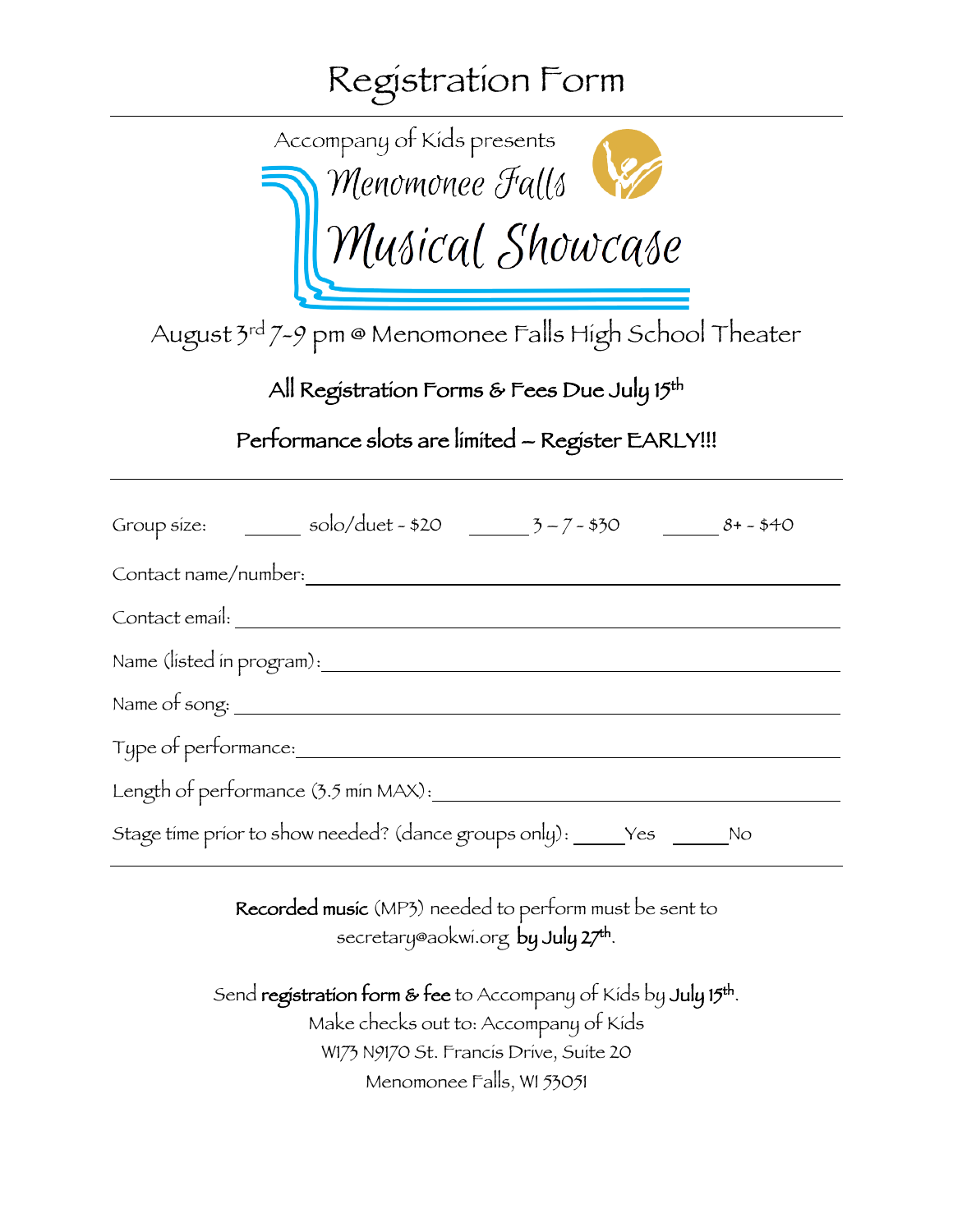# Registration Form

Accompany of Kids presents

## Menomonee Falls Musical Showcase

August 3rd 7-9 pm @ Menomonee Falls High School Theater

**All Registration Forms & Fees Due July 15th**

**Performance slots are limited – Register EARLY!!!**

---

Group size: _____ solo/duet - $20 _____ 3 – 7 - $30 _____ 8+ - $40

Contact name/number: ____________________________________________

Contact email: ____________________________________________

Name (listed in program): ____________________________________________

Name of song: ____________________________________________

Type of performance: ____________________________________________

Length of performance (3.5 min MAX): ____________________________________________

Stage time prior to show needed? (dance groups only): _____Yes _____No

---

**Recorded music** (MP3) needed to perform must be sent to secretary@aokwi.org **by July 27th**.

Send **registration form & fee** to Accompany of Kids by **July 15th**.
Make checks out to: Accompany of Kids
W173 N9170 St. Francis Drive, Suite 20
Menomonee Falls, WI 53051